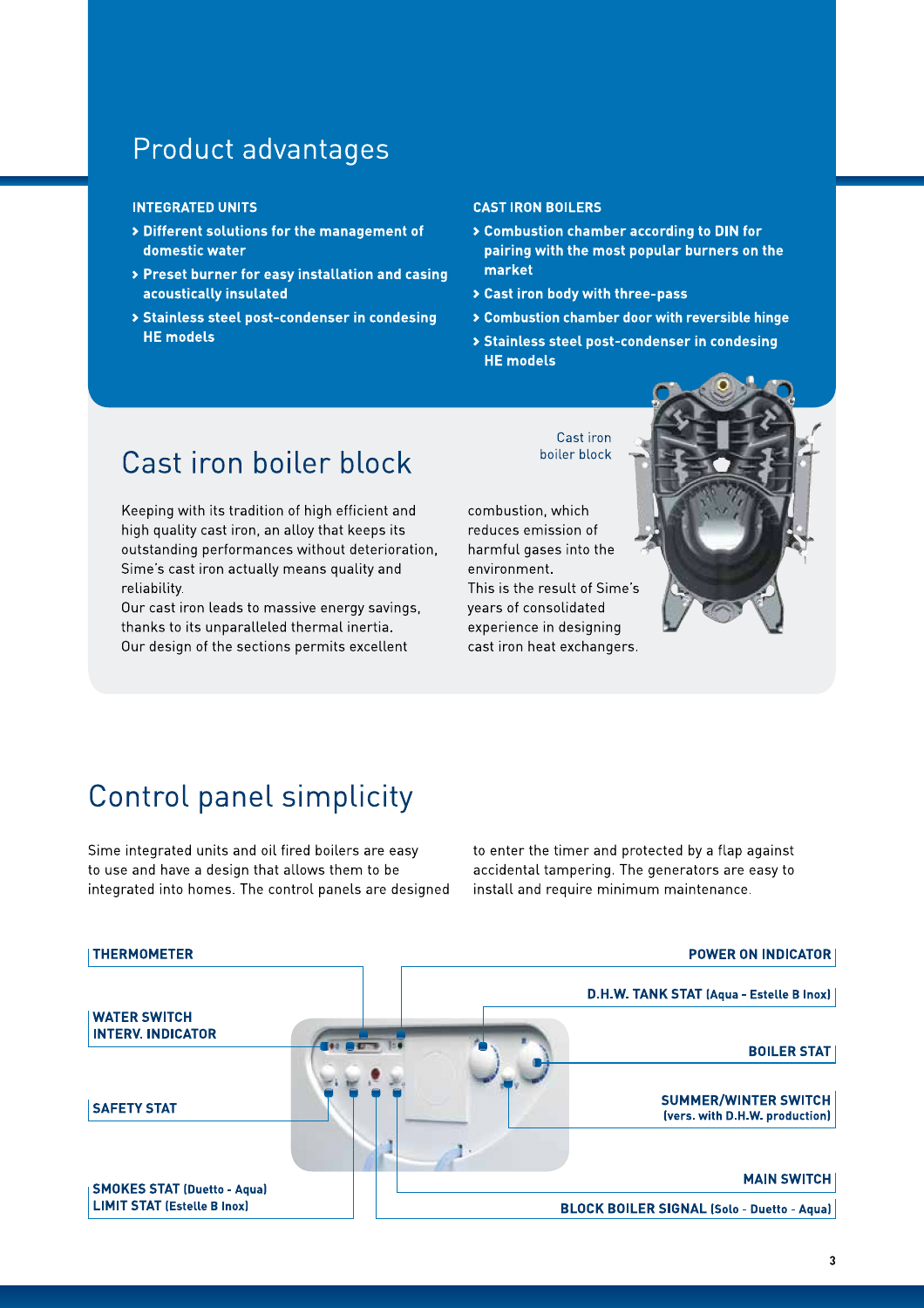# Product advantages

**INTEGRATED UNITS**

- **Different solutions for the management of domestic water**
- **Preset burner for easy installation and casing acoustically insulated**
- **Stainless steel post-condenser in condesing HE models**

**CAST IRON BOILERS**

- **Combustion chamber according to DIN for pairing with the most popular burners on the market**
- **Cast iron body with three-pass**
- **Combustion chamber door with reversible hinge**
- **Stainless steel post-condenser in condesing HE models**

## Cast iron boiler block

Cast iron boiler block

Keeping with its tradition of high efficient and high quality cast iron, an alloy that keeps its outstanding performances without deterioration, Sime's cast iron actually means quality and reliability.
Our cast iron leads to massive energy savings, thanks to its unparalleled thermal inertia.
Our design of the sections permits excellent combustion, which reduces emission of harmful gases into the environment.
This is the result of Sime's years of consolidated experience in designing cast iron heat exchangers.

## Control panel simplicity

Sime integrated units and oil fired boilers are easy to use and have a design that allows them to be integrated into homes. The control panels are designed to enter the timer and protected by a flap against accidental tampering. The generators are easy to install and require minimum maintenance.

**THERMOMETER**

**WATER SWITCH INTERV. INDICATOR**

**SAFETY STAT**

**SMOKES STAT (Duetto - Aqua)**
**LIMIT STAT (Estelle B Inox)**

**POWER ON INDICATOR**

**D.H.W. TANK STAT (Aqua - Estelle B Inox)**

**BOILER STAT**

**SUMMER/WINTER SWITCH (vers. with D.H.W. production)**

**MAIN SWITCH**

**BLOCK BOILER SIGNAL (Solo - Duetto - Aqua)**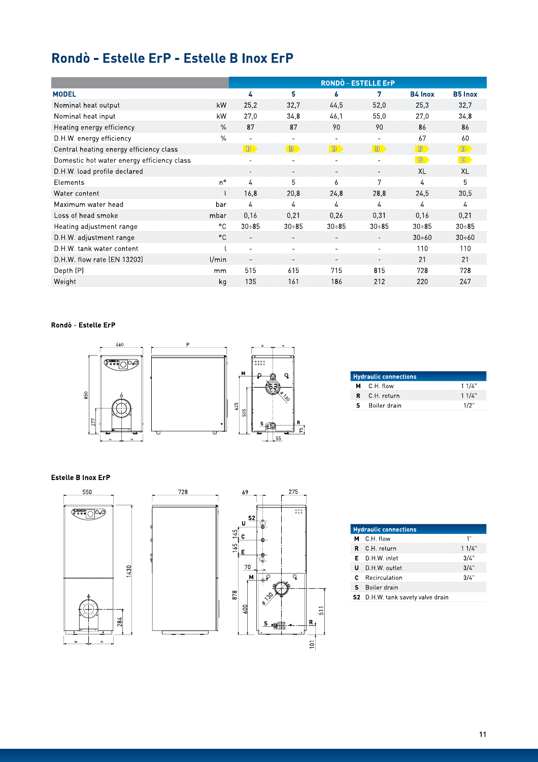# Rondò - Estelle ErP - Estelle B Inox ErP

| | | RONDÒ - ESTELLE ErP | | | | | |
|---|---|---|---|---|---|---|---|
| **MODEL** | | **4** | **5** | **6** | **7** | **B4 Inox** | **B5 Inox** |
| Nominal heat output | kW | 25,2 | 32,7 | 44,5 | 52,0 | 25,3 | 32,7 |
| Nominal heat input | kW | 27,0 | 34,8 | 46,1 | 55,0 | 27,0 | 34,8 |
| Heating energy efficiency | % | 87 | 87 | 90 | 90 | 86 | 86 |
| D.H.W. energy efficiency | % | - | - | - | - | 67 | 60 |
| Central heating energy efficiency class | | B | B | B | B | B | B |
| Domestic hot water energy efficiency class | | - | - | - | - | B | B |
| D.H.W. load profile declared | | - | - | - | - | XL | XL |
| Elements | n° | 4 | 5 | 6 | 7 | 4 | 5 |
| Water content | l | 16,8 | 20,8 | 24,8 | 28,8 | 24,5 | 30,5 |
| Maximum water head | bar | 4 | 4 | 4 | 4 | 4 | 4 |
| Loss of head smoke | mbar | 0,16 | 0,21 | 0,26 | 0,31 | 0,16 | 0,21 |
| Heating adjustment range | °C | 30÷85 | 30÷85 | 30÷85 | 30÷85 | 30÷85 | 30÷85 |
| D.H.W. adjustment range | °C | - | - | - | - | 30÷60 | 30÷60 |
| D.H.W. tank water content | l | - | - | - | - | 110 | 110 |
| D.H.W. flow rate (EN 13203) | l/min | - | - | - | - | 21 | 21 |
| Depth (P) | mm | 515 | 615 | 715 | 815 | 728 | 728 |
| Weight | kg | 135 | 161 | 186 | 212 | 220 | 247 |

**Rondò - Estelle ErP**

460
P
850
277
M
ø 130
625
505
S
R
95
55

| Hydraulic connections | | |
|---|---|---|
| **M** | C.H. flow | 1 1/4" |
| **R** | C.H. return | 1 1/4" |
| **S** | Boiler drain | 1/2" |

**Estelle B Inox ErP**

550
728
69
275
1430
284
S2
U
145
C
165
E
70
M
ø 130
878
600
S
R
511
101

| Hydraulic connections | | |
|---|---|---|
| **M** | C.H. flow | 1" |
| **R** | C.H. return | 1 1/4" |
| **E** | D.H.W. inlet | 3/4" |
| **U** | D.H.W. outlet | 3/4" |
| **C** | Recirculation | 3/4" |
| **S** | Boiler drain | |
| **S2** | D.H.W. tank savety valve drain | |